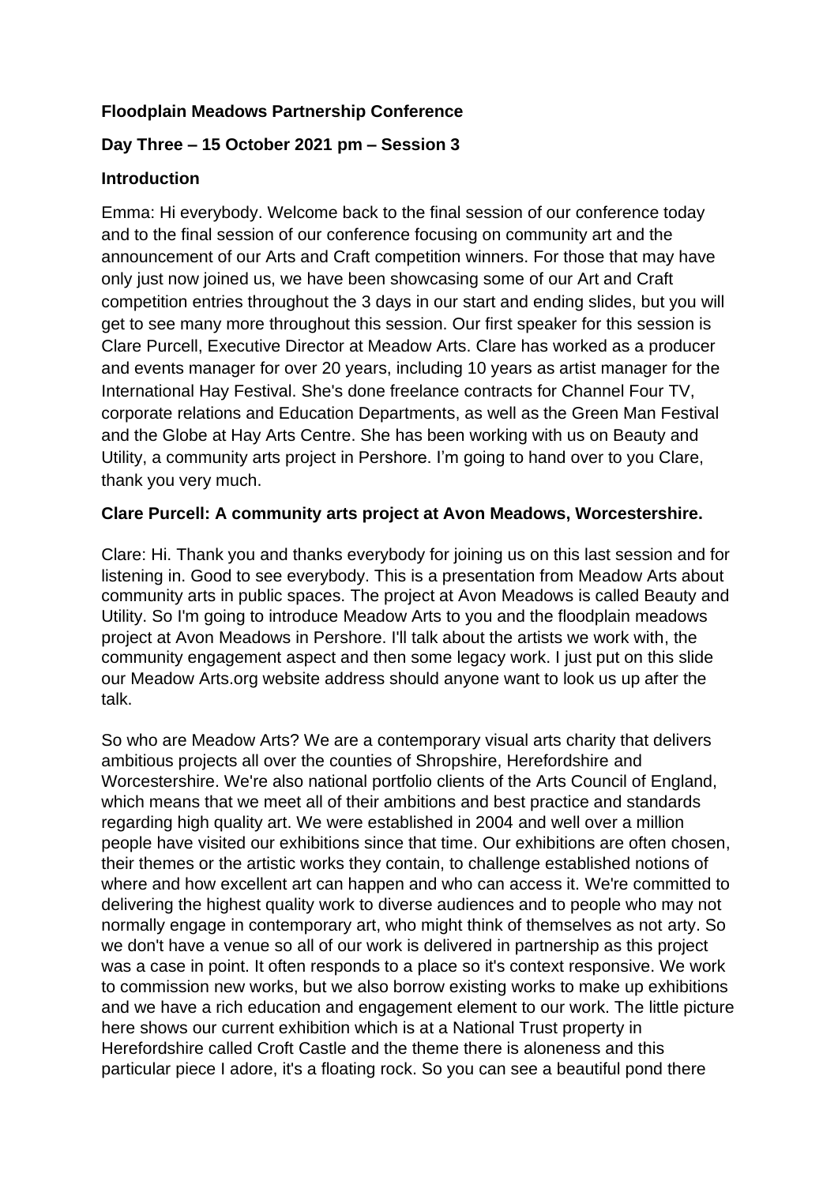**Floodplain Meadows Partnership Conference**

**Day Three – 15 October 2021 pm – Session 3**

**Introduction**

Emma: Hi everybody. Welcome back to the final session of our conference today and to the final session of our conference focusing on community art and the announcement of our Arts and Craft competition winners. For those that may have only just now joined us, we have been showcasing some of our Art and Craft competition entries throughout the 3 days in our start and ending slides, but you will get to see many more throughout this session. Our first speaker for this session is Clare Purcell, Executive Director at Meadow Arts. Clare has worked as a producer and events manager for over 20 years, including 10 years as artist manager for the International Hay Festival. She's done freelance contracts for Channel Four TV, corporate relations and Education Departments, as well as the Green Man Festival and the Globe at Hay Arts Centre. She has been working with us on Beauty and Utility, a community arts project in Pershore. I'm going to hand over to you Clare, thank you very much.

**Clare Purcell: A community arts project at Avon Meadows, Worcestershire.**

Clare: Hi. Thank you and thanks everybody for joining us on this last session and for listening in. Good to see everybody. This is a presentation from Meadow Arts about community arts in public spaces. The project at Avon Meadows is called Beauty and Utility. So I'm going to introduce Meadow Arts to you and the floodplain meadows project at Avon Meadows in Pershore. I'll talk about the artists we work with, the community engagement aspect and then some legacy work. I just put on this slide our Meadow Arts.org website address should anyone want to look us up after the talk.

So who are Meadow Arts? We are a contemporary visual arts charity that delivers ambitious projects all over the counties of Shropshire, Herefordshire and Worcestershire. We're also national portfolio clients of the Arts Council of England, which means that we meet all of their ambitions and best practice and standards regarding high quality art. We were established in 2004 and well over a million people have visited our exhibitions since that time. Our exhibitions are often chosen, their themes or the artistic works they contain, to challenge established notions of where and how excellent art can happen and who can access it. We're committed to delivering the highest quality work to diverse audiences and to people who may not normally engage in contemporary art, who might think of themselves as not arty. So we don't have a venue so all of our work is delivered in partnership as this project was a case in point. It often responds to a place so it's context responsive. We work to commission new works, but we also borrow existing works to make up exhibitions and we have a rich education and engagement element to our work. The little picture here shows our current exhibition which is at a National Trust property in Herefordshire called Croft Castle and the theme there is aloneness and this particular piece I adore, it's a floating rock. So you can see a beautiful pond there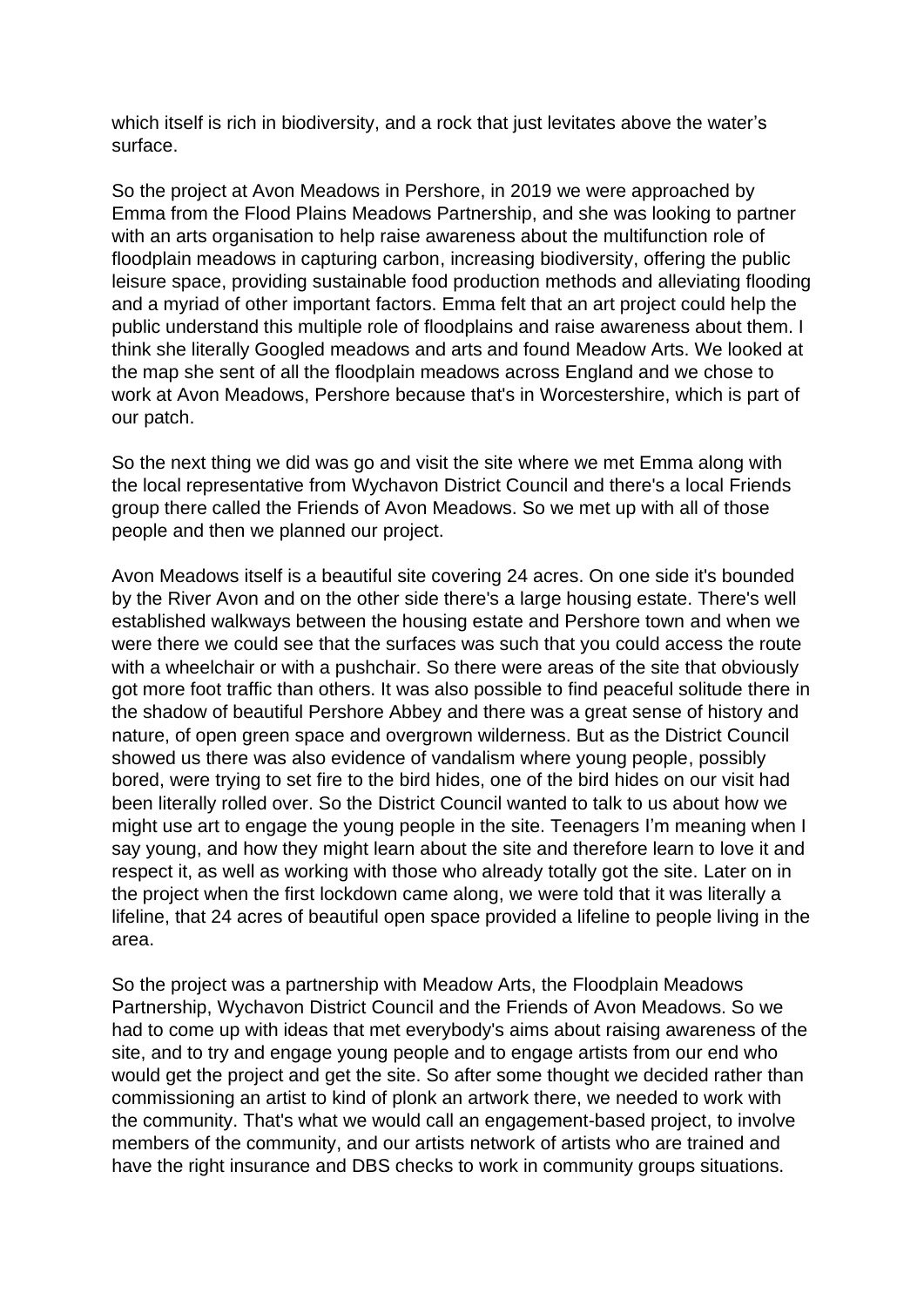which itself is rich in biodiversity, and a rock that just levitates above the water's surface.

So the project at Avon Meadows in Pershore, in 2019 we were approached by Emma from the Flood Plains Meadows Partnership, and she was looking to partner with an arts organisation to help raise awareness about the multifunction role of floodplain meadows in capturing carbon, increasing biodiversity, offering the public leisure space, providing sustainable food production methods and alleviating flooding and a myriad of other important factors. Emma felt that an art project could help the public understand this multiple role of floodplains and raise awareness about them. I think she literally Googled meadows and arts and found Meadow Arts. We looked at the map she sent of all the floodplain meadows across England and we chose to work at Avon Meadows, Pershore because that's in Worcestershire, which is part of our patch.

So the next thing we did was go and visit the site where we met Emma along with the local representative from Wychavon District Council and there's a local Friends group there called the Friends of Avon Meadows. So we met up with all of those people and then we planned our project.

Avon Meadows itself is a beautiful site covering 24 acres. On one side it's bounded by the River Avon and on the other side there's a large housing estate. There's well established walkways between the housing estate and Pershore town and when we were there we could see that the surfaces was such that you could access the route with a wheelchair or with a pushchair. So there were areas of the site that obviously got more foot traffic than others. It was also possible to find peaceful solitude there in the shadow of beautiful Pershore Abbey and there was a great sense of history and nature, of open green space and overgrown wilderness. But as the District Council showed us there was also evidence of vandalism where young people, possibly bored, were trying to set fire to the bird hides, one of the bird hides on our visit had been literally rolled over. So the District Council wanted to talk to us about how we might use art to engage the young people in the site. Teenagers I'm meaning when I say young, and how they might learn about the site and therefore learn to love it and respect it, as well as working with those who already totally got the site. Later on in the project when the first lockdown came along, we were told that it was literally a lifeline, that 24 acres of beautiful open space provided a lifeline to people living in the area.

So the project was a partnership with Meadow Arts, the Floodplain Meadows Partnership, Wychavon District Council and the Friends of Avon Meadows. So we had to come up with ideas that met everybody's aims about raising awareness of the site, and to try and engage young people and to engage artists from our end who would get the project and get the site. So after some thought we decided rather than commissioning an artist to kind of plonk an artwork there, we needed to work with the community. That's what we would call an engagement-based project, to involve members of the community, and our artists network of artists who are trained and have the right insurance and DBS checks to work in community groups situations.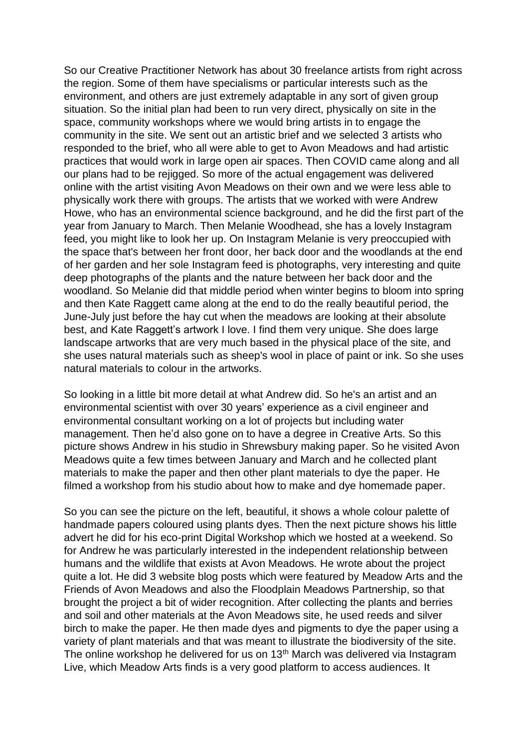So our Creative Practitioner Network has about 30 freelance artists from right across the region. Some of them have specialisms or particular interests such as the environment, and others are just extremely adaptable in any sort of given group situation. So the initial plan had been to run very direct, physically on site in the space, community workshops where we would bring artists in to engage the community in the site. We sent out an artistic brief and we selected 3 artists who responded to the brief, who all were able to get to Avon Meadows and had artistic practices that would work in large open air spaces. Then COVID came along and all our plans had to be rejigged. So more of the actual engagement was delivered online with the artist visiting Avon Meadows on their own and we were less able to physically work there with groups. The artists that we worked with were Andrew Howe, who has an environmental science background, and he did the first part of the year from January to March. Then Melanie Woodhead, she has a lovely Instagram feed, you might like to look her up. On Instagram Melanie is very preoccupied with the space that's between her front door, her back door and the woodlands at the end of her garden and her sole Instagram feed is photographs, very interesting and quite deep photographs of the plants and the nature between her back door and the woodland. So Melanie did that middle period when winter begins to bloom into spring and then Kate Raggett came along at the end to do the really beautiful period, the June-July just before the hay cut when the meadows are looking at their absolute best, and Kate Raggett's artwork I love. I find them very unique. She does large landscape artworks that are very much based in the physical place of the site, and she uses natural materials such as sheep's wool in place of paint or ink. So she uses natural materials to colour in the artworks.

So looking in a little bit more detail at what Andrew did. So he's an artist and an environmental scientist with over 30 years' experience as a civil engineer and environmental consultant working on a lot of projects but including water management. Then he'd also gone on to have a degree in Creative Arts. So this picture shows Andrew in his studio in Shrewsbury making paper. So he visited Avon Meadows quite a few times between January and March and he collected plant materials to make the paper and then other plant materials to dye the paper. He filmed a workshop from his studio about how to make and dye homemade paper.

So you can see the picture on the left, beautiful, it shows a whole colour palette of handmade papers coloured using plants dyes. Then the next picture shows his little advert he did for his eco-print Digital Workshop which we hosted at a weekend. So for Andrew he was particularly interested in the independent relationship between humans and the wildlife that exists at Avon Meadows. He wrote about the project quite a lot. He did 3 website blog posts which were featured by Meadow Arts and the Friends of Avon Meadows and also the Floodplain Meadows Partnership, so that brought the project a bit of wider recognition. After collecting the plants and berries and soil and other materials at the Avon Meadows site, he used reeds and silver birch to make the paper. He then made dyes and pigments to dye the paper using a variety of plant materials and that was meant to illustrate the biodiversity of the site. The online workshop he delivered for us on 13th March was delivered via Instagram Live, which Meadow Arts finds is a very good platform to access audiences. It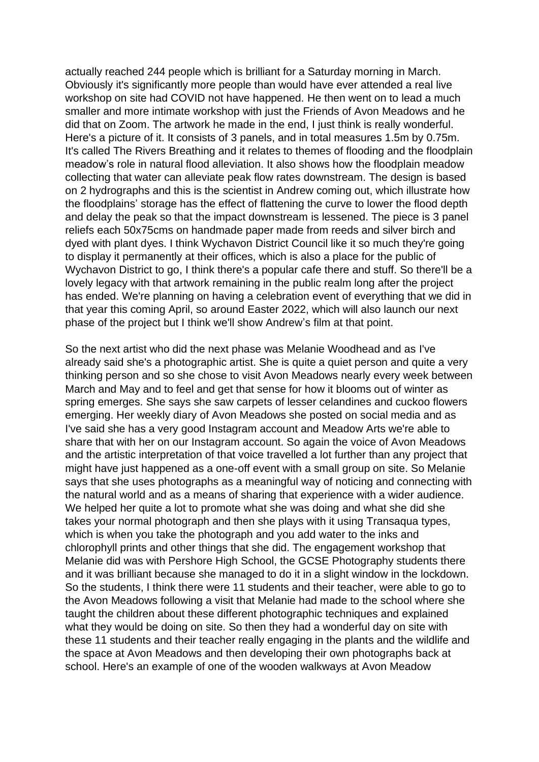actually reached 244 people which is brilliant for a Saturday morning in March. Obviously it's significantly more people than would have ever attended a real live workshop on site had COVID not have happened. He then went on to lead a much smaller and more intimate workshop with just the Friends of Avon Meadows and he did that on Zoom. The artwork he made in the end, I just think is really wonderful. Here's a picture of it. It consists of 3 panels, and in total measures 1.5m by 0.75m. It's called The Rivers Breathing and it relates to themes of flooding and the floodplain meadow's role in natural flood alleviation. It also shows how the floodplain meadow collecting that water can alleviate peak flow rates downstream. The design is based on 2 hydrographs and this is the scientist in Andrew coming out, which illustrate how the floodplains' storage has the effect of flattening the curve to lower the flood depth and delay the peak so that the impact downstream is lessened. The piece is 3 panel reliefs each 50x75cms on handmade paper made from reeds and silver birch and dyed with plant dyes. I think Wychavon District Council like it so much they're going to display it permanently at their offices, which is also a place for the public of Wychavon District to go, I think there's a popular cafe there and stuff. So there'll be a lovely legacy with that artwork remaining in the public realm long after the project has ended. We're planning on having a celebration event of everything that we did in that year this coming April, so around Easter 2022, which will also launch our next phase of the project but I think we'll show Andrew's film at that point.

So the next artist who did the next phase was Melanie Woodhead and as I've already said she's a photographic artist. She is quite a quiet person and quite a very thinking person and so she chose to visit Avon Meadows nearly every week between March and May and to feel and get that sense for how it blooms out of winter as spring emerges. She says she saw carpets of lesser celandines and cuckoo flowers emerging. Her weekly diary of Avon Meadows she posted on social media and as I've said she has a very good Instagram account and Meadow Arts we're able to share that with her on our Instagram account. So again the voice of Avon Meadows and the artistic interpretation of that voice travelled a lot further than any project that might have just happened as a one-off event with a small group on site. So Melanie says that she uses photographs as a meaningful way of noticing and connecting with the natural world and as a means of sharing that experience with a wider audience. We helped her quite a lot to promote what she was doing and what she did she takes your normal photograph and then she plays with it using Transaqua types, which is when you take the photograph and you add water to the inks and chlorophyll prints and other things that she did. The engagement workshop that Melanie did was with Pershore High School, the GCSE Photography students there and it was brilliant because she managed to do it in a slight window in the lockdown. So the students, I think there were 11 students and their teacher, were able to go to the Avon Meadows following a visit that Melanie had made to the school where she taught the children about these different photographic techniques and explained what they would be doing on site. So then they had a wonderful day on site with these 11 students and their teacher really engaging in the plants and the wildlife and the space at Avon Meadows and then developing their own photographs back at school. Here's an example of one of the wooden walkways at Avon Meadow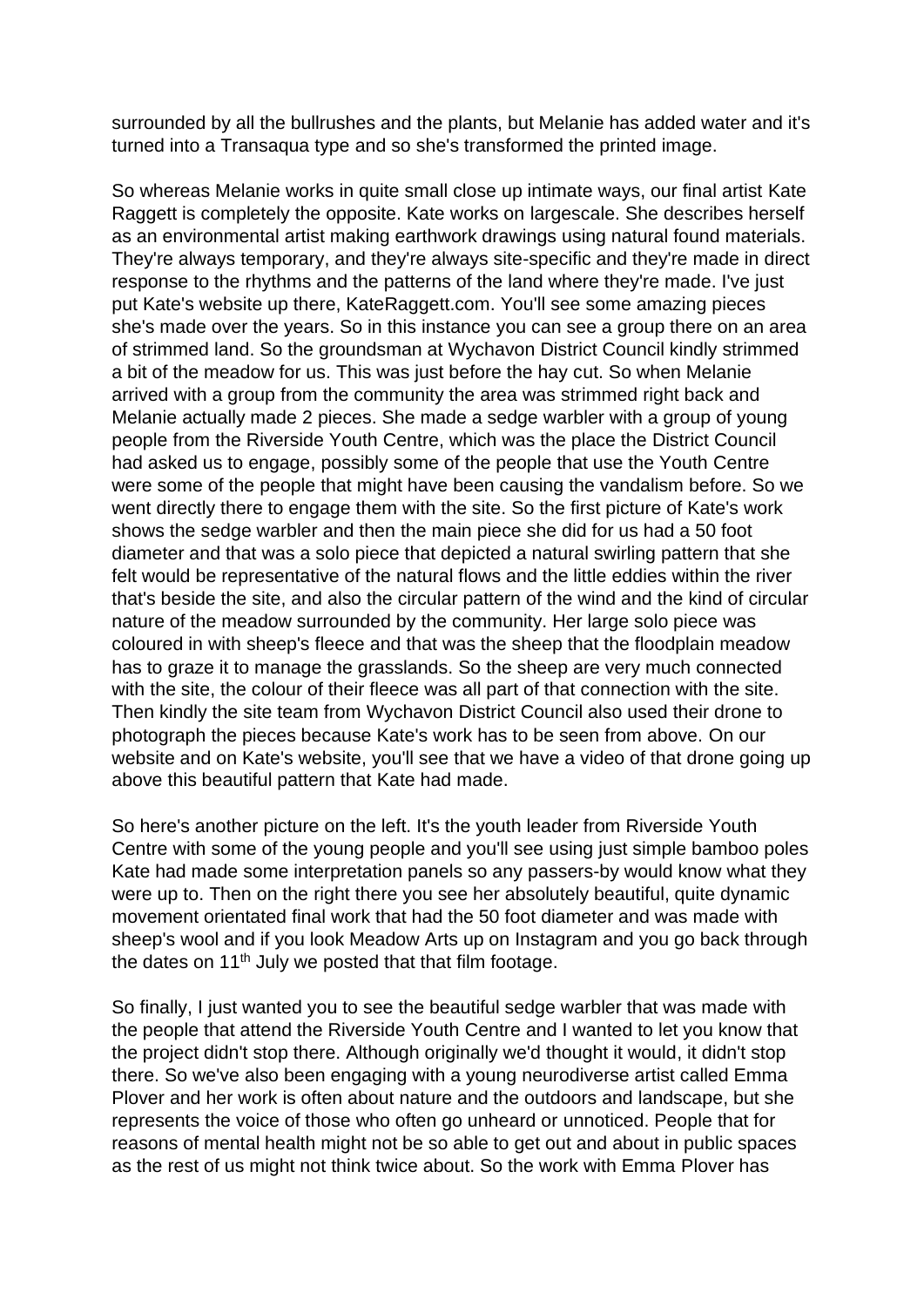surrounded by all the bullrushes and the plants, but Melanie has added water and it's turned into a Transaqua type and so she's transformed the printed image.

So whereas Melanie works in quite small close up intimate ways, our final artist Kate Raggett is completely the opposite. Kate works on largescale. She describes herself as an environmental artist making earthwork drawings using natural found materials. They're always temporary, and they're always site-specific and they're made in direct response to the rhythms and the patterns of the land where they're made. I've just put Kate's website up there, KateRaggett.com. You'll see some amazing pieces she's made over the years. So in this instance you can see a group there on an area of strimmed land. So the groundsman at Wychavon District Council kindly strimmed a bit of the meadow for us. This was just before the hay cut. So when Melanie arrived with a group from the community the area was strimmed right back and Melanie actually made 2 pieces. She made a sedge warbler with a group of young people from the Riverside Youth Centre, which was the place the District Council had asked us to engage, possibly some of the people that use the Youth Centre were some of the people that might have been causing the vandalism before. So we went directly there to engage them with the site. So the first picture of Kate's work shows the sedge warbler and then the main piece she did for us had a 50 foot diameter and that was a solo piece that depicted a natural swirling pattern that she felt would be representative of the natural flows and the little eddies within the river that's beside the site, and also the circular pattern of the wind and the kind of circular nature of the meadow surrounded by the community. Her large solo piece was coloured in with sheep's fleece and that was the sheep that the floodplain meadow has to graze it to manage the grasslands. So the sheep are very much connected with the site, the colour of their fleece was all part of that connection with the site. Then kindly the site team from Wychavon District Council also used their drone to photograph the pieces because Kate's work has to be seen from above. On our website and on Kate's website, you'll see that we have a video of that drone going up above this beautiful pattern that Kate had made.

So here's another picture on the left. It's the youth leader from Riverside Youth Centre with some of the young people and you'll see using just simple bamboo poles Kate had made some interpretation panels so any passers-by would know what they were up to. Then on the right there you see her absolutely beautiful, quite dynamic movement orientated final work that had the 50 foot diameter and was made with sheep's wool and if you look Meadow Arts up on Instagram and you go back through the dates on 11th July we posted that that film footage.

So finally, I just wanted you to see the beautiful sedge warbler that was made with the people that attend the Riverside Youth Centre and I wanted to let you know that the project didn't stop there. Although originally we'd thought it would, it didn't stop there. So we've also been engaging with a young neurodiverse artist called Emma Plover and her work is often about nature and the outdoors and landscape, but she represents the voice of those who often go unheard or unnoticed. People that for reasons of mental health might not be so able to get out and about in public spaces as the rest of us might not think twice about. So the work with Emma Plover has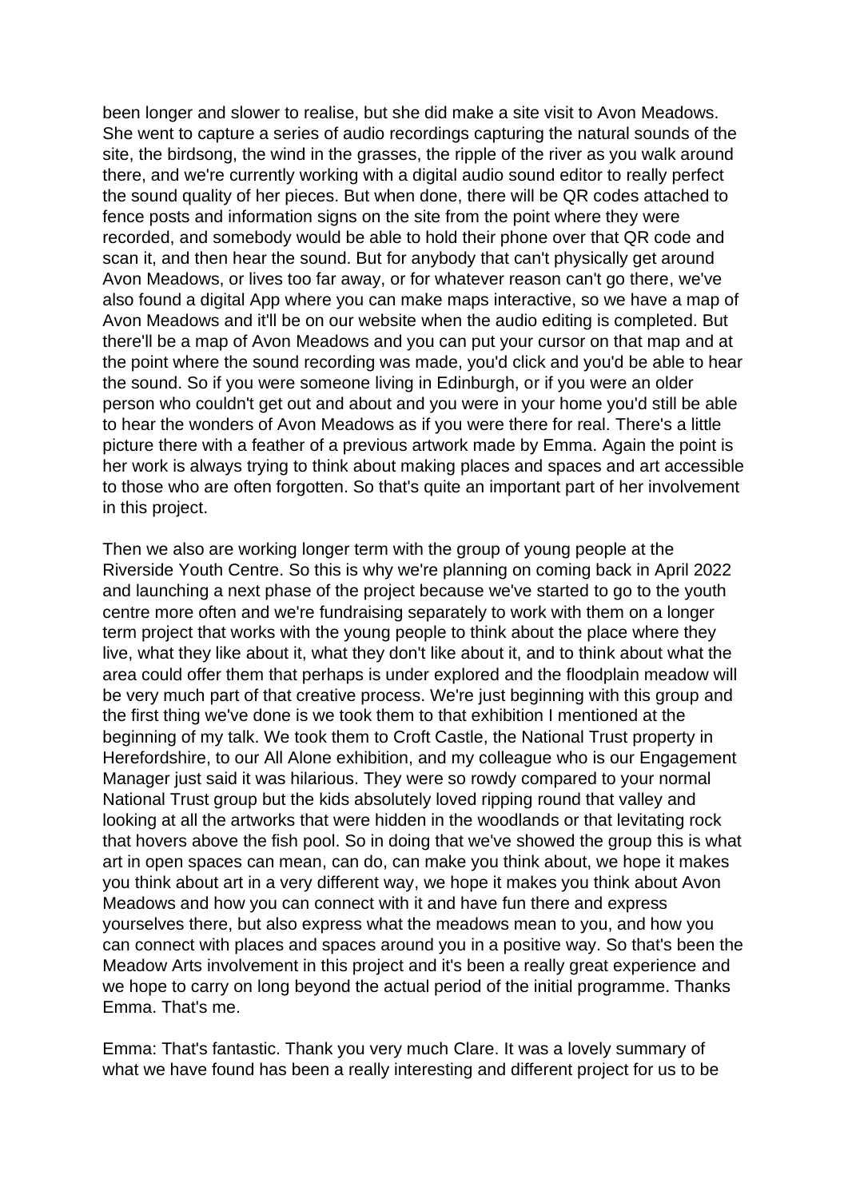been longer and slower to realise, but she did make a site visit to Avon Meadows. She went to capture a series of audio recordings capturing the natural sounds of the site, the birdsong, the wind in the grasses, the ripple of the river as you walk around there, and we're currently working with a digital audio sound editor to really perfect the sound quality of her pieces. But when done, there will be QR codes attached to fence posts and information signs on the site from the point where they were recorded, and somebody would be able to hold their phone over that QR code and scan it, and then hear the sound. But for anybody that can't physically get around Avon Meadows, or lives too far away, or for whatever reason can't go there, we've also found a digital App where you can make maps interactive, so we have a map of Avon Meadows and it'll be on our website when the audio editing is completed. But there'll be a map of Avon Meadows and you can put your cursor on that map and at the point where the sound recording was made, you'd click and you'd be able to hear the sound. So if you were someone living in Edinburgh, or if you were an older person who couldn't get out and about and you were in your home you'd still be able to hear the wonders of Avon Meadows as if you were there for real. There's a little picture there with a feather of a previous artwork made by Emma. Again the point is her work is always trying to think about making places and spaces and art accessible to those who are often forgotten. So that's quite an important part of her involvement in this project.

Then we also are working longer term with the group of young people at the Riverside Youth Centre. So this is why we're planning on coming back in April 2022 and launching a next phase of the project because we've started to go to the youth centre more often and we're fundraising separately to work with them on a longer term project that works with the young people to think about the place where they live, what they like about it, what they don't like about it, and to think about what the area could offer them that perhaps is under explored and the floodplain meadow will be very much part of that creative process. We're just beginning with this group and the first thing we've done is we took them to that exhibition I mentioned at the beginning of my talk. We took them to Croft Castle, the National Trust property in Herefordshire, to our All Alone exhibition, and my colleague who is our Engagement Manager just said it was hilarious. They were so rowdy compared to your normal National Trust group but the kids absolutely loved ripping round that valley and looking at all the artworks that were hidden in the woodlands or that levitating rock that hovers above the fish pool. So in doing that we've showed the group this is what art in open spaces can mean, can do, can make you think about, we hope it makes you think about art in a very different way, we hope it makes you think about Avon Meadows and how you can connect with it and have fun there and express yourselves there, but also express what the meadows mean to you, and how you can connect with places and spaces around you in a positive way. So that's been the Meadow Arts involvement in this project and it's been a really great experience and we hope to carry on long beyond the actual period of the initial programme. Thanks Emma. That's me.

Emma: That's fantastic. Thank you very much Clare. It was a lovely summary of what we have found has been a really interesting and different project for us to be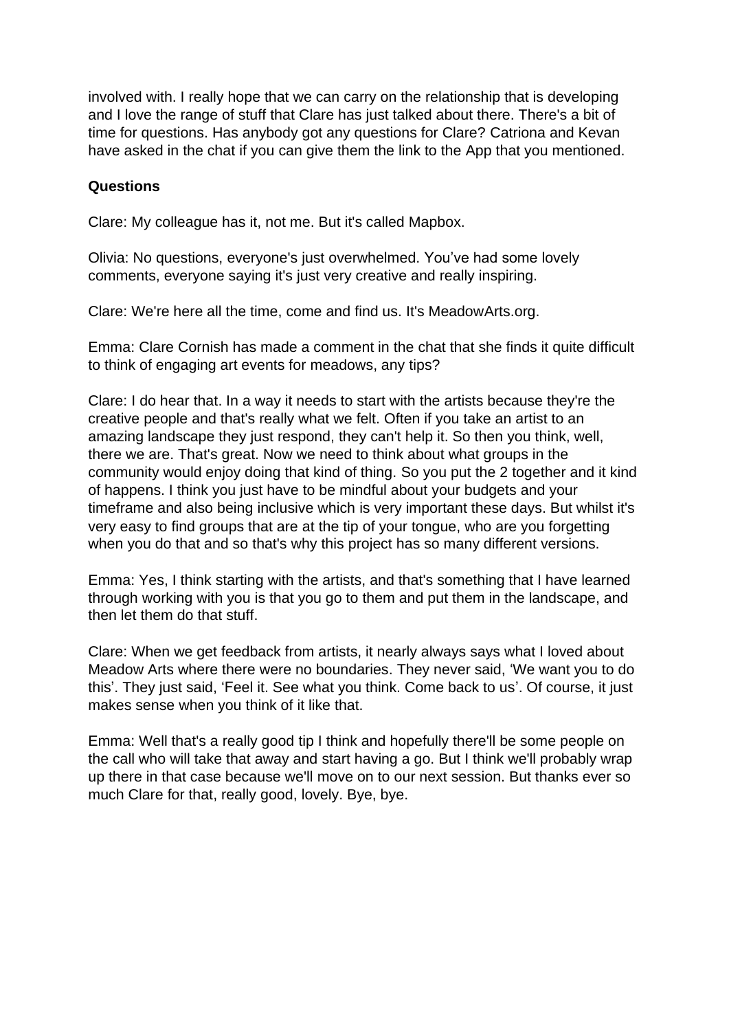involved with. I really hope that we can carry on the relationship that is developing and I love the range of stuff that Clare has just talked about there. There's a bit of time for questions. Has anybody got any questions for Clare? Catriona and Kevan have asked in the chat if you can give them the link to the App that you mentioned.

**Questions**

Clare: My colleague has it, not me. But it's called Mapbox.

Olivia: No questions, everyone's just overwhelmed. You've had some lovely comments, everyone saying it's just very creative and really inspiring.

Clare: We're here all the time, come and find us. It's MeadowArts.org.

Emma: Clare Cornish has made a comment in the chat that she finds it quite difficult to think of engaging art events for meadows, any tips?

Clare: I do hear that. In a way it needs to start with the artists because they're the creative people and that's really what we felt. Often if you take an artist to an amazing landscape they just respond, they can't help it. So then you think, well, there we are. That's great. Now we need to think about what groups in the community would enjoy doing that kind of thing. So you put the 2 together and it kind of happens. I think you just have to be mindful about your budgets and your timeframe and also being inclusive which is very important these days. But whilst it's very easy to find groups that are at the tip of your tongue, who are you forgetting when you do that and so that's why this project has so many different versions.

Emma: Yes, I think starting with the artists, and that's something that I have learned through working with you is that you go to them and put them in the landscape, and then let them do that stuff.

Clare: When we get feedback from artists, it nearly always says what I loved about Meadow Arts where there were no boundaries. They never said, 'We want you to do this'. They just said, 'Feel it. See what you think. Come back to us'. Of course, it just makes sense when you think of it like that.

Emma: Well that's a really good tip I think and hopefully there'll be some people on the call who will take that away and start having a go. But I think we'll probably wrap up there in that case because we'll move on to our next session. But thanks ever so much Clare for that, really good, lovely. Bye, bye.